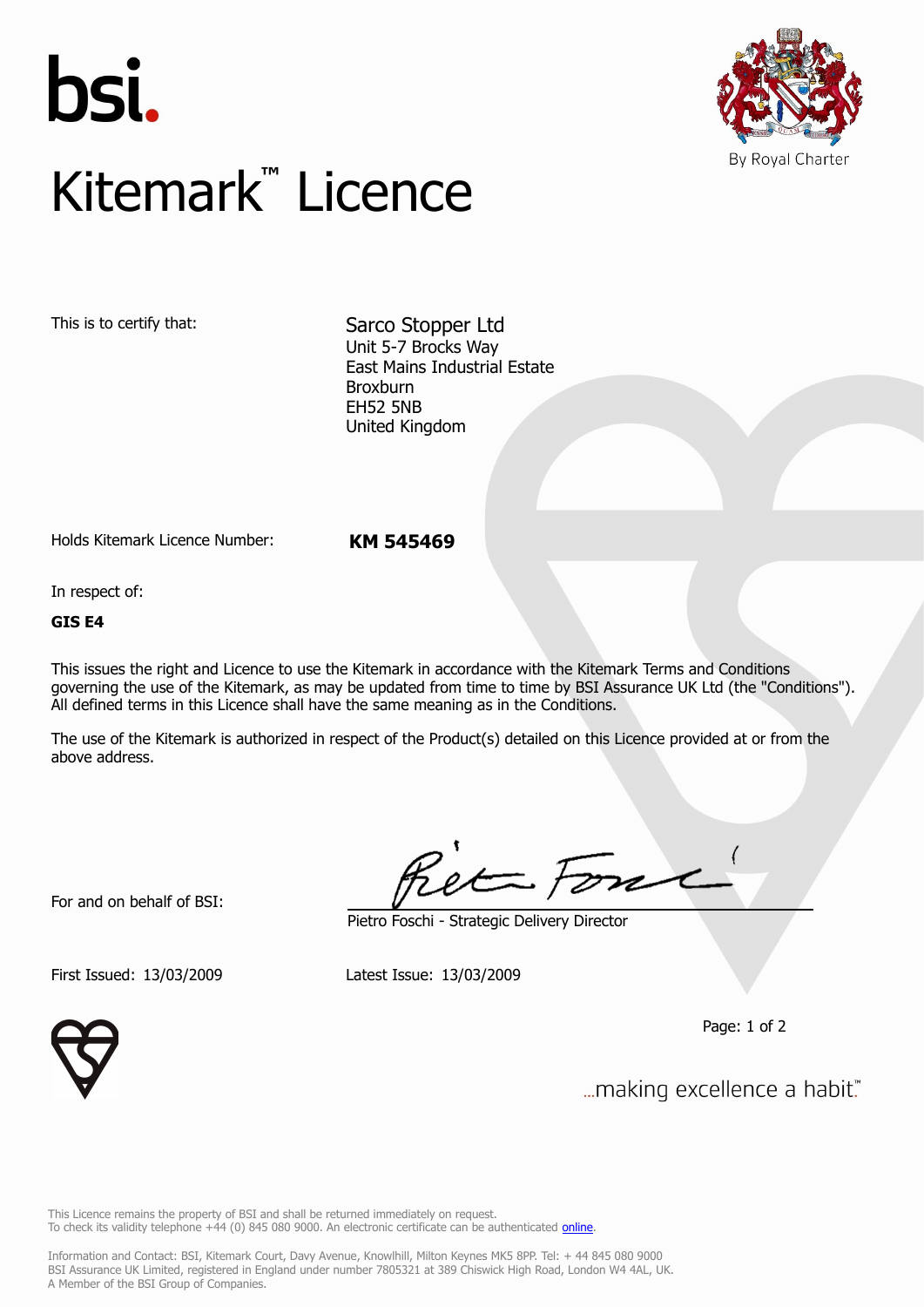bsi.

By Royal Charter

# Kitemark™ Licence

This is to certify that:

Sarco Stopper Ltd
Unit 5-7 Brocks Way
East Mains Industrial Estate
Broxburn
EH52 5NB
United Kingdom

Holds Kitemark Licence Number: **KM 545469**

In respect of:

**GIS E4**

This issues the right and Licence to use the Kitemark in accordance with the Kitemark Terms and Conditions governing the use of the Kitemark, as may be updated from time to time by BSI Assurance UK Ltd (the "Conditions"). All defined terms in this Licence shall have the same meaning as in the Conditions.

The use of the Kitemark is authorized in respect of the Product(s) detailed on this Licence provided at or from the above address.

For and on behalf of BSI:

Pietro Foschi - Strategic Delivery Director

First Issued: 13/03/2009 Latest Issue: 13/03/2009

...making excellence a habit.™

This Licence remains the property of BSI and shall be returned immediately on request.
To check its validity telephone +44 (0) 845 080 9000. An electronic certificate can be authenticated online.

Information and Contact: BSI, Kitemark Court, Davy Avenue, Knowlhill, Milton Keynes MK5 8PP. Tel: + 44 845 080 9000
BSI Assurance UK Limited, registered in England under number 7805321 at 389 Chiswick High Road, London W4 4AL, UK.
A Member of the BSI Group of Companies.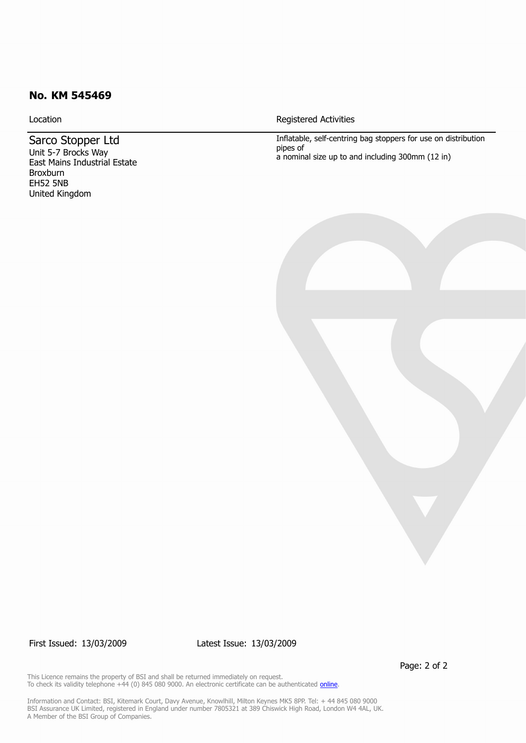## No. KM 545469

| Location | Registered Activities |
| --- | --- |
| Sarco Stopper Ltd<br>Unit 5-7 Brocks Way<br>East Mains Industrial Estate<br>Broxburn<br>EH52 5NB<br>United Kingdom | Inflatable, self-centring bag stoppers for use on distribution pipes of<br>a nominal size up to and including 300mm (12 in) |

First Issued: 13/03/2009 Latest Issue: 13/03/2009

This Licence remains the property of BSI and shall be returned immediately on request.
To check its validity telephone +44 (0) 845 080 9000. An electronic certificate can be authenticated online.

Information and Contact: BSI, Kitemark Court, Davy Avenue, Knowlhill, Milton Keynes MK5 8PP. Tel: + 44 845 080 9000
BSI Assurance UK Limited, registered in England under number 7805321 at 389 Chiswick High Road, London W4 4AL, UK.
A Member of the BSI Group of Companies.